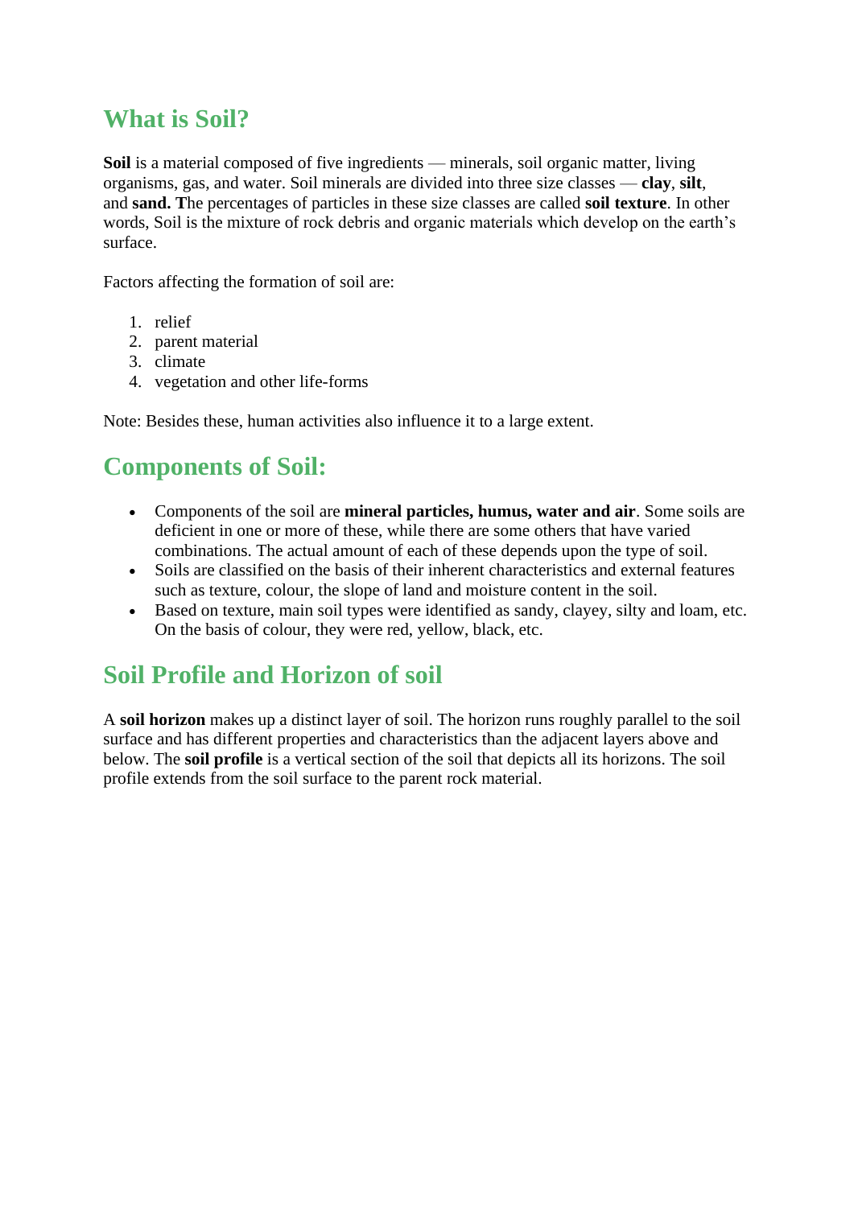## What is Soil?

**Soil** is a material composed of five ingredients — minerals, soil organic matter, living organisms, gas, and water. Soil minerals are divided into three size classes — **clay**, **silt**, and **sand. T**he percentages of particles in these size classes are called **soil texture**. In other words, Soil is the mixture of rock debris and organic materials which develop on the earth's surface.

Factors affecting the formation of soil are:

1. relief
2. parent material
3. climate
4. vegetation and other life-forms

Note: Besides these, human activities also influence it to a large extent.

## Components of Soil:

- Components of the soil are **mineral particles, humus, water and air**. Some soils are deficient in one or more of these, while there are some others that have varied combinations. The actual amount of each of these depends upon the type of soil.
- Soils are classified on the basis of their inherent characteristics and external features such as texture, colour, the slope of land and moisture content in the soil.
- Based on texture, main soil types were identified as sandy, clayey, silty and loam, etc. On the basis of colour, they were red, yellow, black, etc.

## Soil Profile and Horizon of soil

A **soil horizon** makes up a distinct layer of soil. The horizon runs roughly parallel to the soil surface and has different properties and characteristics than the adjacent layers above and below. The **soil profile** is a vertical section of the soil that depicts all its horizons. The soil profile extends from the soil surface to the parent rock material.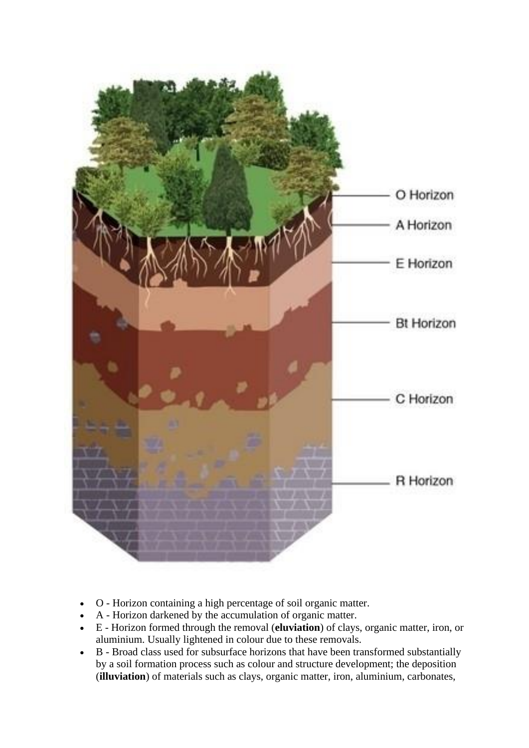- O - Horizon containing a high percentage of soil organic matter.
- A - Horizon darkened by the accumulation of organic matter.
- E - Horizon formed through the removal (**eluviation**) of clays, organic matter, iron, or aluminium. Usually lightened in colour due to these removals.
- B - Broad class used for subsurface horizons that have been transformed substantially by a soil formation process such as colour and structure development; the deposition (**illuviation**) of materials such as clays, organic matter, iron, aluminium, carbonates,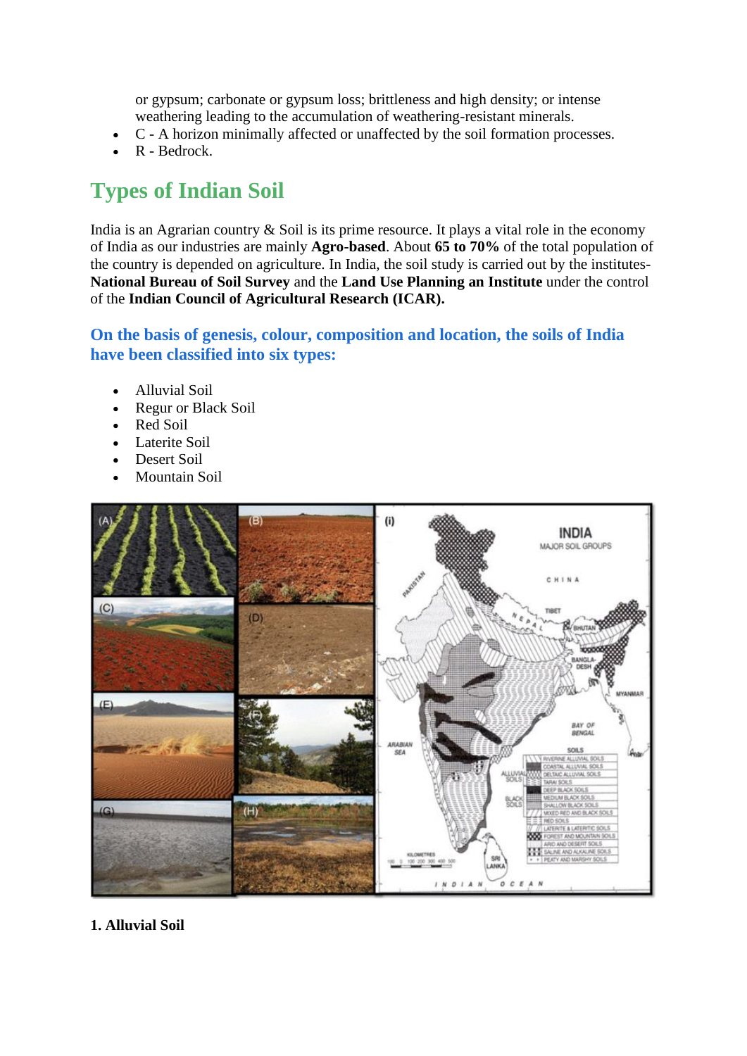or gypsum; carbonate or gypsum loss; brittleness and high density; or intense weathering leading to the accumulation of weathering-resistant minerals.

- C - A horizon minimally affected or unaffected by the soil formation processes.
- R - Bedrock.

## Types of Indian Soil

India is an Agrarian country & Soil is its prime resource. It plays a vital role in the economy of India as our industries are mainly **Agro-based**. About **65 to 70%** of the total population of the country is depended on agriculture. In India, the soil study is carried out by the institutes- **National Bureau of Soil Survey** and the **Land Use Planning an Institute** under the control of the **Indian Council of Agricultural Research (ICAR).**

### On the basis of genesis, colour, composition and location, the soils of India have been classified into six types:

- Alluvial Soil
- Regur or Black Soil
- Red Soil
- Laterite Soil
- Desert Soil
- Mountain Soil

**1. Alluvial Soil**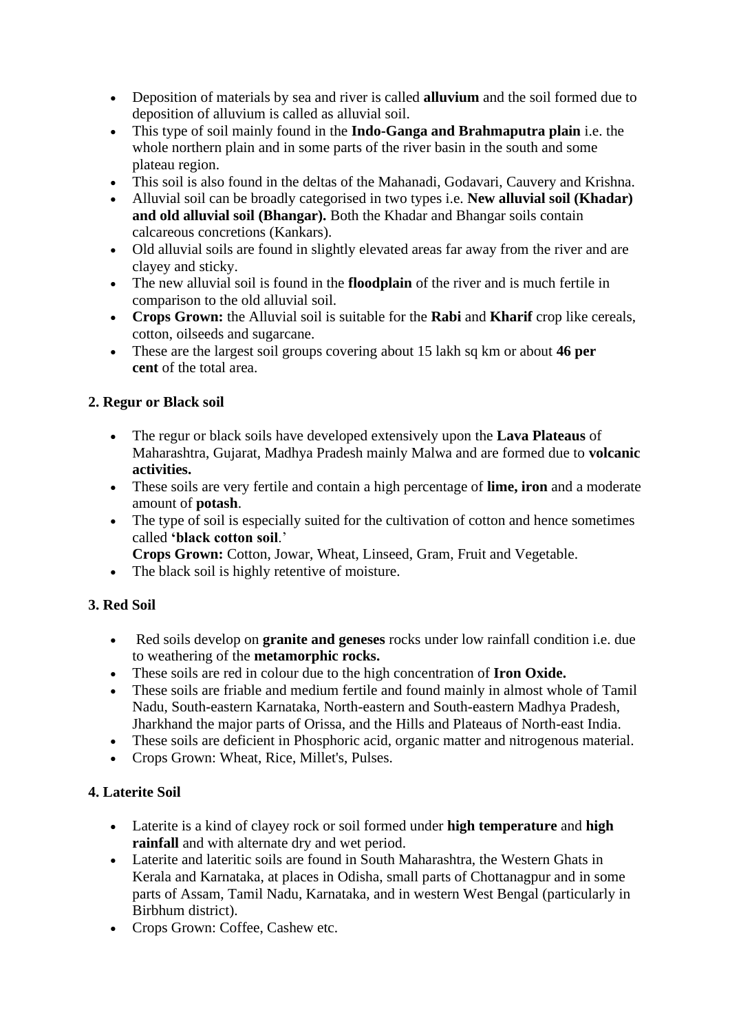- Deposition of materials by sea and river is called **alluvium** and the soil formed due to deposition of alluvium is called as alluvial soil.
- This type of soil mainly found in the **Indo-Ganga and Brahmaputra plain** i.e. the whole northern plain and in some parts of the river basin in the south and some plateau region.
- This soil is also found in the deltas of the Mahanadi, Godavari, Cauvery and Krishna.
- Alluvial soil can be broadly categorised in two types i.e. **New alluvial soil (Khadar) and old alluvial soil (Bhangar).** Both the Khadar and Bhangar soils contain calcareous concretions (Kankars).
- Old alluvial soils are found in slightly elevated areas far away from the river and are clayey and sticky.
- The new alluvial soil is found in the **floodplain** of the river and is much fertile in comparison to the old alluvial soil.
- **Crops Grown:** the Alluvial soil is suitable for the **Rabi** and **Kharif** crop like cereals, cotton, oilseeds and sugarcane.
- These are the largest soil groups covering about 15 lakh sq km or about **46 per cent** of the total area.

**2. Regur or Black soil**

- The regur or black soils have developed extensively upon the **Lava Plateaus** of Maharashtra, Gujarat, Madhya Pradesh mainly Malwa and are formed due to **volcanic activities.**
- These soils are very fertile and contain a high percentage of **lime, iron** and a moderate amount of **potash**.
- The type of soil is especially suited for the cultivation of cotton and hence sometimes called **'black cotton soil**.'
  **Crops Grown:** Cotton, Jowar, Wheat, Linseed, Gram, Fruit and Vegetable.
- The black soil is highly retentive of moisture.

**3. Red Soil**

- Red soils develop on **granite and geneses** rocks under low rainfall condition i.e. due to weathering of the **metamorphic rocks.**
- These soils are red in colour due to the high concentration of **Iron Oxide.**
- These soils are friable and medium fertile and found mainly in almost whole of Tamil Nadu, South-eastern Karnataka, North-eastern and South-eastern Madhya Pradesh, Jharkhand the major parts of Orissa, and the Hills and Plateaus of North-east India.
- These soils are deficient in Phosphoric acid, organic matter and nitrogenous material.
- Crops Grown: Wheat, Rice, Millet's, Pulses.

**4. Laterite Soil**

- Laterite is a kind of clayey rock or soil formed under **high temperature** and **high rainfall** and with alternate dry and wet period.
- Laterite and lateritic soils are found in South Maharashtra, the Western Ghats in Kerala and Karnataka, at places in Odisha, small parts of Chottanagpur and in some parts of Assam, Tamil Nadu, Karnataka, and in western West Bengal (particularly in Birbhum district).
- Crops Grown: Coffee, Cashew etc.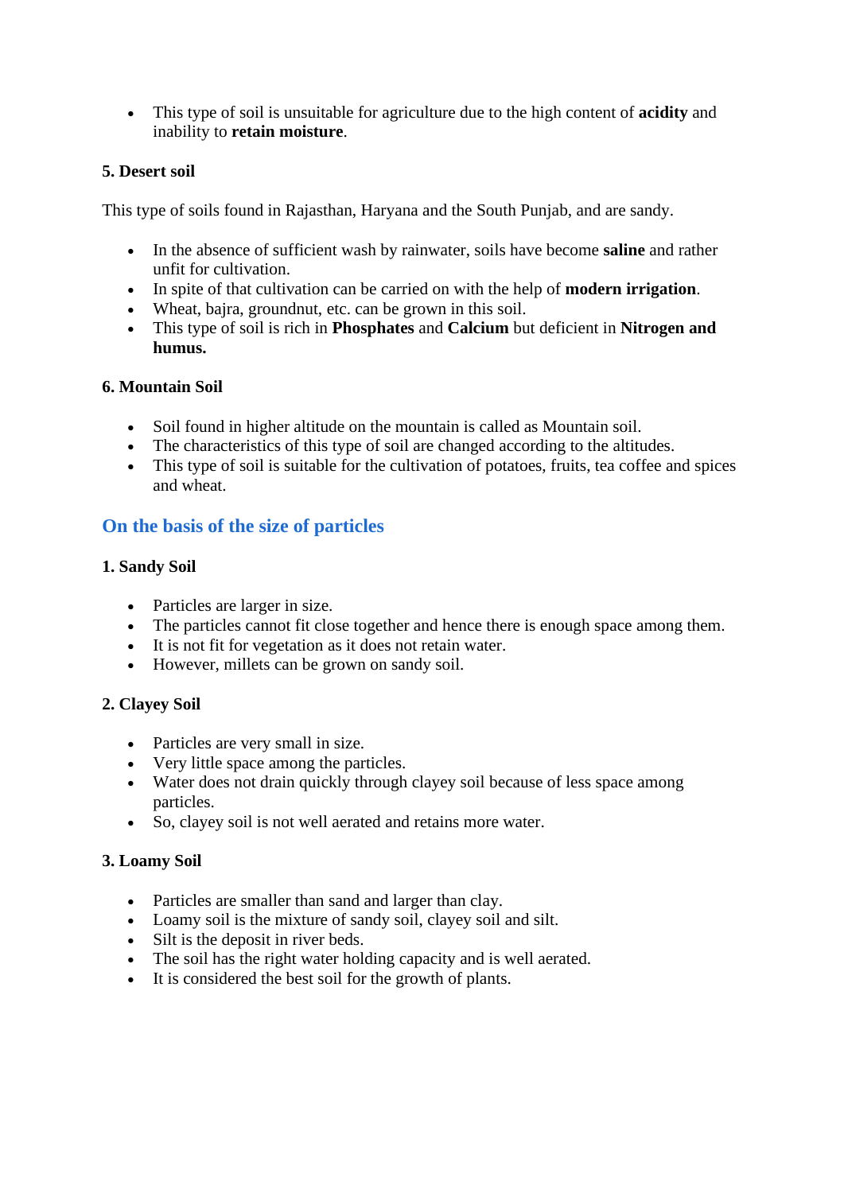- This type of soil is unsuitable for agriculture due to the high content of **acidity** and inability to **retain moisture**.

#### 5. Desert soil

This type of soils found in Rajasthan, Haryana and the South Punjab, and are sandy.

- In the absence of sufficient wash by rainwater, soils have become **saline** and rather unfit for cultivation.
- In spite of that cultivation can be carried on with the help of **modern irrigation**.
- Wheat, bajra, groundnut, etc. can be grown in this soil.
- This type of soil is rich in **Phosphates** and **Calcium** but deficient in **Nitrogen and humus.**

#### 6. Mountain Soil

- Soil found in higher altitude on the mountain is called as Mountain soil.
- The characteristics of this type of soil are changed according to the altitudes.
- This type of soil is suitable for the cultivation of potatoes, fruits, tea coffee and spices and wheat.

### On the basis of the size of particles

#### 1. Sandy Soil

- Particles are larger in size.
- The particles cannot fit close together and hence there is enough space among them.
- It is not fit for vegetation as it does not retain water.
- However, millets can be grown on sandy soil.

#### 2. Clayey Soil

- Particles are very small in size.
- Very little space among the particles.
- Water does not drain quickly through clayey soil because of less space among particles.
- So, clayey soil is not well aerated and retains more water.

#### 3. Loamy Soil

- Particles are smaller than sand and larger than clay.
- Loamy soil is the mixture of sandy soil, clayey soil and silt.
- Silt is the deposit in river beds.
- The soil has the right water holding capacity and is well aerated.
- It is considered the best soil for the growth of plants.